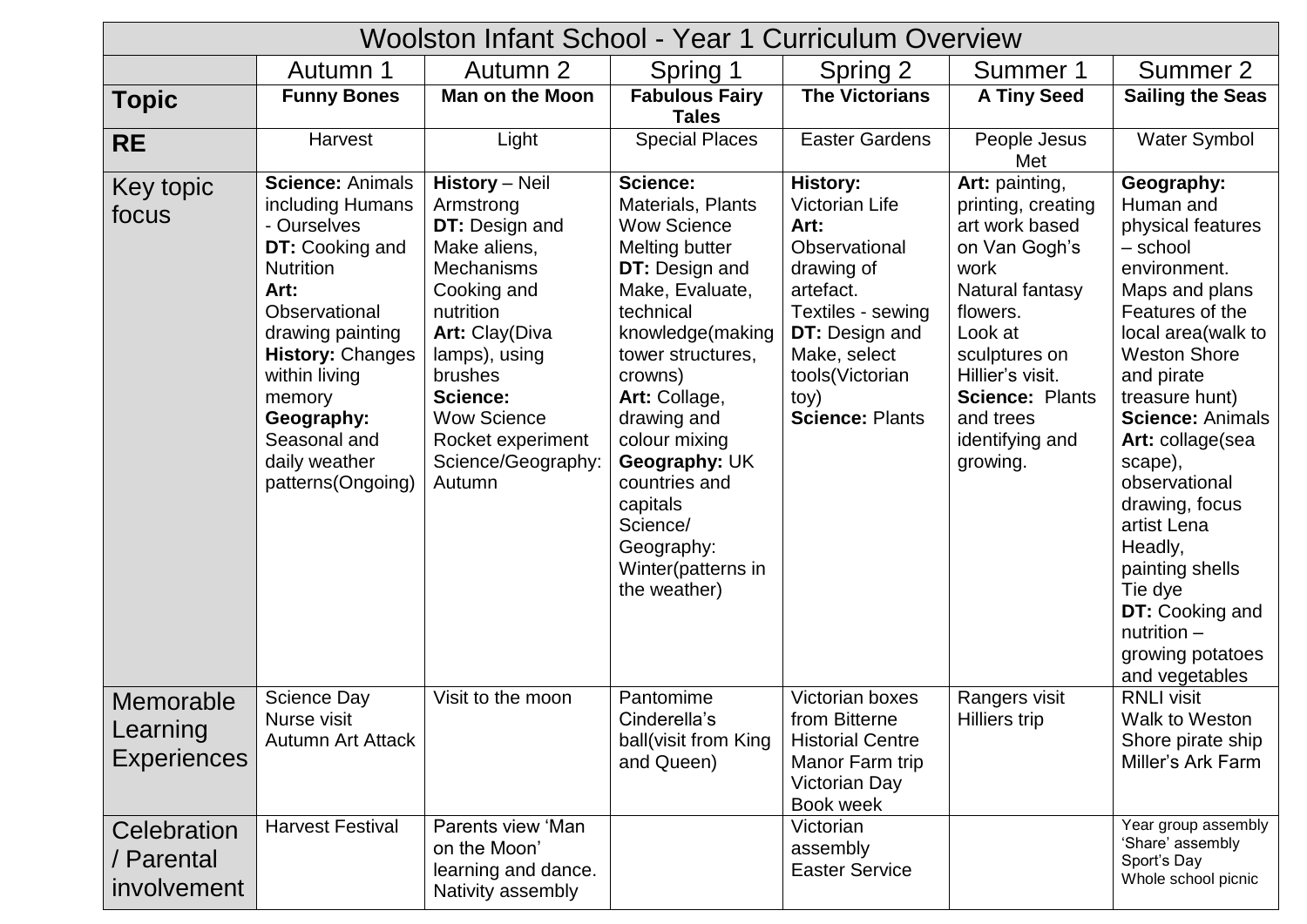| Woolston Infant School - Year 1 Curriculum Overview | | | | | | |
|---|---|---|---|---|---|---|
| | Autumn 1 | Autumn 2 | Spring 1 | Spring 2 | Summer 1 | Summer 2 |
| **Topic** | **Funny Bones** | **Man on the Moon** | **Fabulous Fairy Tales** | **The Victorians** | **A Tiny Seed** | **Sailing the Seas** |
| **RE** | Harvest | Light | Special Places | Easter Gardens | People Jesus Met | Water Symbol |
| Key topic focus | **Science:** Animals including Humans - Ourselves<br>**DT:** Cooking and Nutrition<br>**Art:** Observational drawing painting<br>**History:** Changes within living memory<br>**Geography:** Seasonal and daily weather patterns(Ongoing) | **History** – Neil Armstrong<br>**DT:** Design and Make aliens, Mechanisms Cooking and nutrition<br>**Art:** Clay(Diva lamps), using brushes<br>**Science:** Wow Science Rocket experiment Science/Geography: Autumn | **Science:** Materials, Plants Wow Science Melting butter<br>**DT:** Design and Make, Evaluate, technical knowledge(making tower structures, crowns)<br>**Art:** Collage, drawing and colour mixing<br>**Geography:** UK countries and capitals Science/ Geography: Winter(patterns in the weather) | **History:** Victorian Life<br>**Art:** Observational drawing of artefact. Textiles - sewing<br>**DT:** Design and Make, select tools(Victorian toy)<br>**Science:** Plants | **Art:** painting, printing, creating art work based on Van Gogh's work Natural fantasy flowers. Look at sculptures on Hillier's visit.<br>**Science:** Plants and trees identifying and growing. | **Geography:** Human and physical features – school environment. Maps and plans Features of the local area(walk to Weston Shore and pirate treasure hunt)<br>**Science:** Animals<br>**Art:** collage(sea scape), observational drawing, focus artist Lena Headly, painting shells Tie dye<br>**DT:** Cooking and nutrition – growing potatoes and vegetables |
| Memorable Learning Experiences | Science Day<br>Nurse visit<br>Autumn Art Attack | Visit to the moon | Pantomime<br>Cinderella's ball(visit from King and Queen) | Victorian boxes from Bitterne Historial Centre<br>Manor Farm trip<br>Victorian Day<br>Book week | Rangers visit<br>Hilliers trip | RNLI visit<br>Walk to Weston Shore pirate ship<br>Miller's Ark Farm |
| Celebration / Parental involvement | Harvest Festival | Parents view 'Man on the Moon' learning and dance.<br>Nativity assembly | | Victorian assembly<br>Easter Service | | Year group assembly<br>'Share' assembly<br>Sport's Day<br>Whole school picnic |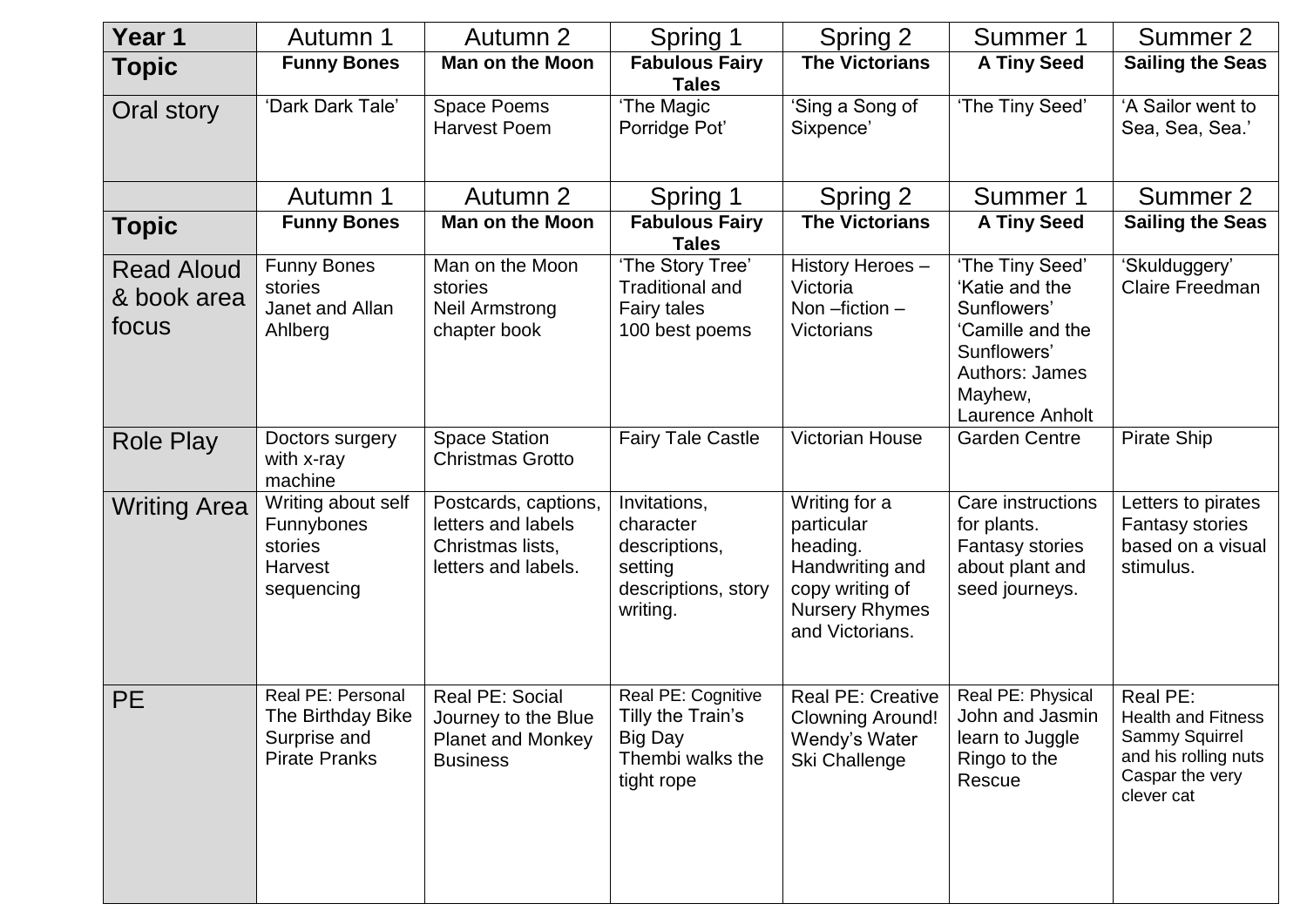| Year 1 | Autumn 1 | Autumn 2 | Spring 1 | Spring 2 | Summer 1 | Summer 2 |
|---|---|---|---|---|---|---|
| **Topic** | **Funny Bones** | **Man on the Moon** | **Fabulous Fairy Tales** | **The Victorians** | **A Tiny Seed** | **Sailing the Seas** |
| Oral story | 'Dark Dark Tale' | Space Poems<br>Harvest Poem | 'The Magic Porridge Pot' | 'Sing a Song of Sixpence' | 'The Tiny Seed' | 'A Sailor went to Sea, Sea, Sea.' |
| | Autumn 1 | Autumn 2 | Spring 1 | Spring 2 | Summer 1 | Summer 2 |
| **Topic** | **Funny Bones** | **Man on the Moon** | **Fabulous Fairy Tales** | **The Victorians** | **A Tiny Seed** | **Sailing the Seas** |
| Read Aloud & book area focus | Funny Bones stories<br>Janet and Allan Ahlberg | Man on the Moon stories<br>Neil Armstrong chapter book | 'The Story Tree'<br>Traditional and Fairy tales<br>100 best poems | History Heroes – Victoria<br>Non –fiction – Victorians | 'The Tiny Seed'<br>'Katie and the Sunflowers'<br>'Camille and the Sunflowers'<br>Authors: James Mayhew, Laurence Anholt | 'Skulduggery'<br>Claire Freedman |
| Role Play | Doctors surgery with x-ray machine | Space Station<br>Christmas Grotto | Fairy Tale Castle | Victorian House | Garden Centre | Pirate Ship |
| Writing Area | Writing about self<br>Funnybones stories<br>Harvest sequencing | Postcards, captions, letters and labels<br>Christmas lists, letters and labels. | Invitations, character descriptions, setting descriptions, story writing. | Writing for a particular heading.<br>Handwriting and copy writing of Nursery Rhymes and Victorians. | Care instructions for plants.<br>Fantasy stories about plant and seed journeys. | Letters to pirates<br>Fantasy stories based on a visual stimulus. |
| PE | Real PE: Personal<br>The Birthday Bike Surprise and Pirate Pranks | Real PE: Social<br>Journey to the Blue Planet and Monkey Business | Real PE: Cognitive<br>Tilly the Train's Big Day<br>Thembi walks the tight rope | Real PE: Creative<br>Clowning Around!<br>Wendy's Water Ski Challenge | Real PE: Physical<br>John and Jasmin learn to Juggle<br>Ringo to the Rescue | Real PE:<br>Health and Fitness<br>Sammy Squirrel and his rolling nuts<br>Caspar the very clever cat |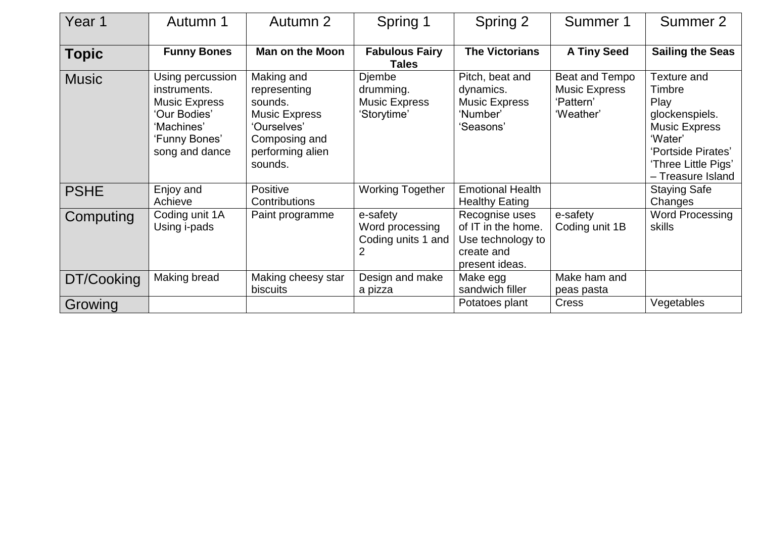| Year 1 | Autumn 1 | Autumn 2 | Spring 1 | Spring 2 | Summer 1 | Summer 2 |
|---|---|---|---|---|---|---|
| **Topic** | **Funny Bones** | **Man on the Moon** | **Fabulous Fairy Tales** | **The Victorians** | **A Tiny Seed** | **Sailing the Seas** |
| Music | Using percussion instruments. Music Express 'Our Bodies' 'Machines' 'Funny Bones' song and dance | Making and representing sounds. Music Express 'Ourselves' Composing and performing alien sounds. | Djembe drumming. Music Express 'Storytime' | Pitch, beat and dynamics. Music Express 'Number' 'Seasons' | Beat and Tempo Music Express 'Pattern' 'Weather' | Texture and Timbre Play glockenspiels. Music Express 'Water' 'Portside Pirates' 'Three Little Pigs' – Treasure Island |
| PSHE | Enjoy and Achieve | Positive Contributions | Working Together | Emotional Health Healthy Eating | | Staying Safe Changes |
| Computing | Coding unit 1A Using i-pads | Paint programme | e-safety Word processing Coding units 1 and 2 | Recognise uses of IT in the home. Use technology to create and present ideas. | e-safety Coding unit 1B | Word Processing skills |
| DT/Cooking | Making bread | Making cheesy star biscuits | Design and make a pizza | Make egg sandwich filler | Make ham and peas pasta | |
| Growing | | | | Potatoes plant | Cress | Vegetables |